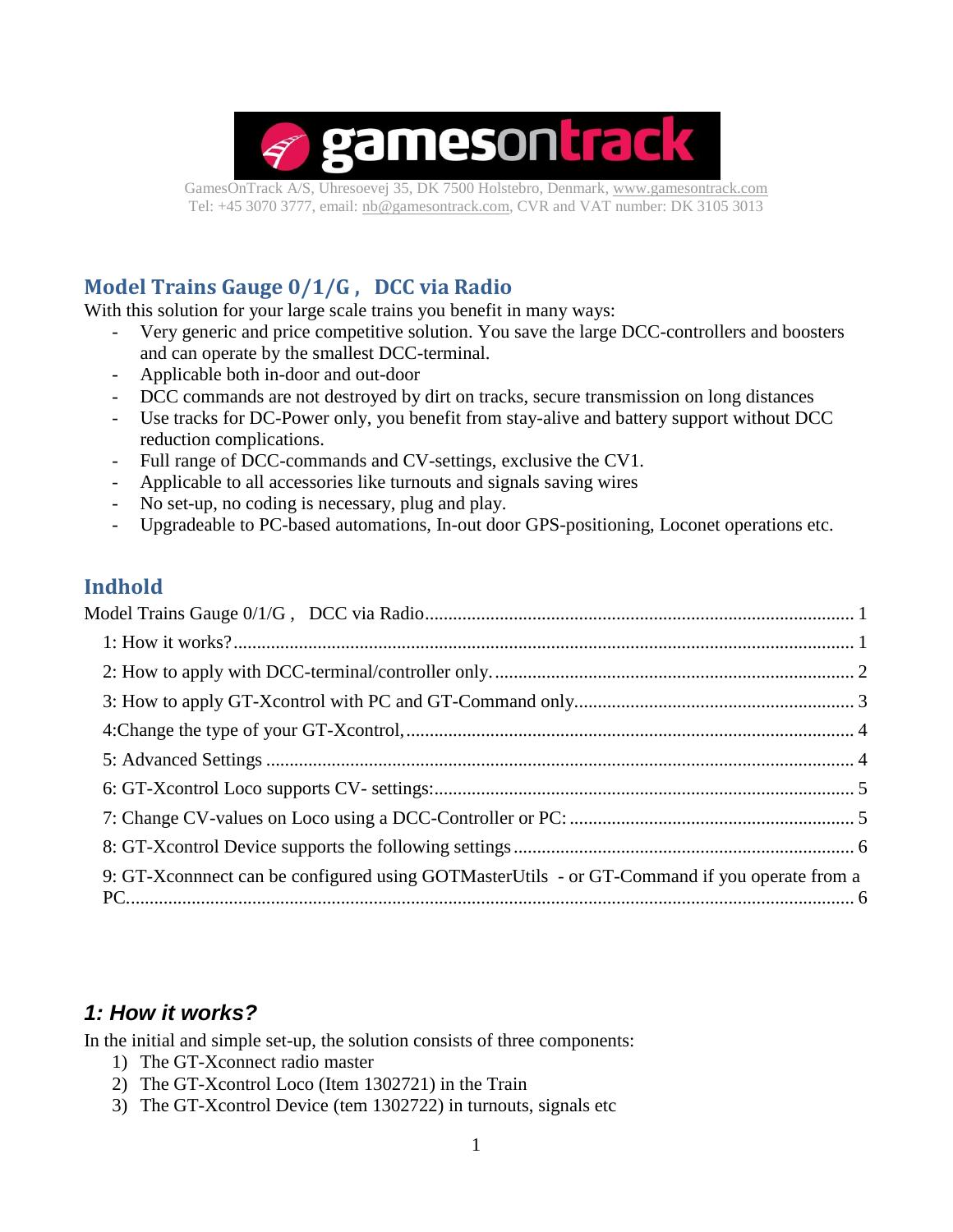**gamesontrack**

GamesOnTrack A/S, Uhresoevej 35, DK 7500 Holstebro, Denmark, www.gamesontrack.com
Tel: +45 3070 3777, email: nb@gamesontrack.com, CVR and VAT number: DK 3105 3013

## Model Trains Gauge 0/1/G , DCC via Radio

With this solution for your large scale trains you benefit in many ways:

- Very generic and price competitive solution. You save the large DCC-controllers and boosters and can operate by the smallest DCC-terminal.
- Applicable both in-door and out-door
- DCC commands are not destroyed by dirt on tracks, secure transmission on long distances
- Use tracks for DC-Power only, you benefit from stay-alive and battery support without DCC reduction complications.
- Full range of DCC-commands and CV-settings, exclusive the CV1.
- Applicable to all accessories like turnouts and signals saving wires
- No set-up, no coding is necessary, plug and play.
- Upgradeable to PC-based automations, In-out door GPS-positioning, Loconet operations etc.

## Indhold

Model Trains Gauge 0/1/G , DCC via Radio ........ 1
- 1: How it works? ........ 1
- 2: How to apply with DCC-terminal/controller only. ........ 2
- 3: How to apply GT-Xcontrol with PC and GT-Command only ........ 3
- 4:Change the type of your GT-Xcontrol, ........ 4
- 5: Advanced Settings ........ 4
- 6: GT-Xcontrol Loco supports CV- settings: ........ 5
- 7: Change CV-values on Loco using a DCC-Controller or PC: ........ 5
- 8: GT-Xcontrol Device supports the following settings ........ 6
- 9: GT-Xconnnect can be configured using GOTMasterUtils - or GT-Command if you operate from a PC ........ 6

### *1: How it works?*

In the initial and simple set-up, the solution consists of three components:

1) The GT-Xconnect radio master
2) The GT-Xcontrol Loco (Item 1302721) in the Train
3) The GT-Xcontrol Device (tem 1302722) in turnouts, signals etc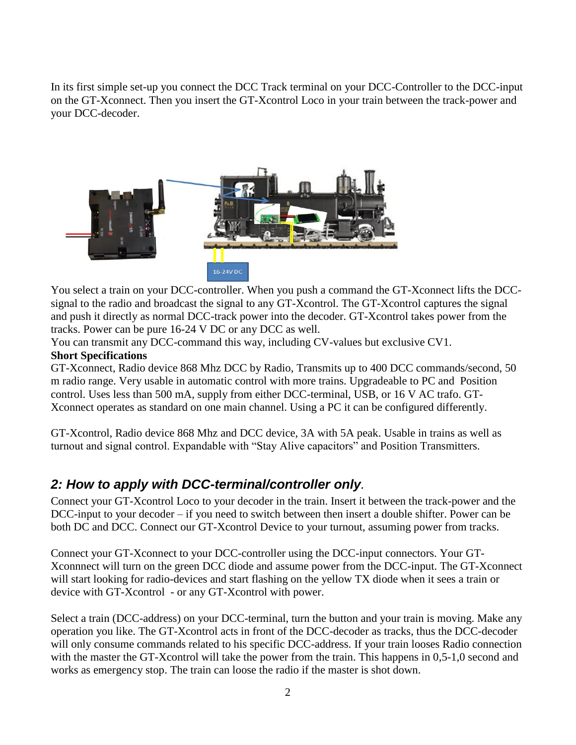In its first simple set-up you connect the DCC Track terminal on your DCC-Controller to the DCC-input on the GT-Xconnect. Then you insert the GT-Xcontrol Loco in your train between the track-power and your DCC-decoder.

You select a train on your DCC-controller. When you push a command the GT-Xconnect lifts the DCC-signal to the radio and broadcast the signal to any GT-Xcontrol. The GT-Xcontrol captures the signal and push it directly as normal DCC-track power into the decoder. GT-Xcontrol takes power from the tracks. Power can be pure 16-24 V DC or any DCC as well.

You can transmit any DCC-command this way, including CV-values but exclusive CV1.

**Short Specifications**

GT-Xconnect, Radio device 868 Mhz DCC by Radio, Transmits up to 400 DCC commands/second, 50 m radio range. Very usable in automatic control with more trains. Upgradeable to PC and Position control. Uses less than 500 mA, supply from either DCC-terminal, USB, or 16 V AC trafo. GT-Xconnect operates as standard on one main channel. Using a PC it can be configured differently.

GT-Xcontrol, Radio device 868 Mhz and DCC device, 3A with 5A peak. Usable in trains as well as turnout and signal control. Expandable with "Stay Alive capacitors" and Position Transmitters.

## *2: How to apply with DCC-terminal/controller only.*

Connect your GT-Xcontrol Loco to your decoder in the train. Insert it between the track-power and the DCC-input to your decoder – if you need to switch between then insert a double shifter. Power can be both DC and DCC. Connect our GT-Xcontrol Device to your turnout, assuming power from tracks.

Connect your GT-Xconnect to your DCC-controller using the DCC-input connectors. Your GT-Xconnnect will turn on the green DCC diode and assume power from the DCC-input. The GT-Xconnect will start looking for radio-devices and start flashing on the yellow TX diode when it sees a train or device with GT-Xcontrol - or any GT-Xcontrol with power.

Select a train (DCC-address) on your DCC-terminal, turn the button and your train is moving. Make any operation you like. The GT-Xcontrol acts in front of the DCC-decoder as tracks, thus the DCC-decoder will only consume commands related to his specific DCC-address. If your train looses Radio connection with the master the GT-Xcontrol will take the power from the train. This happens in 0,5-1,0 second and works as emergency stop. The train can loose the radio if the master is shot down.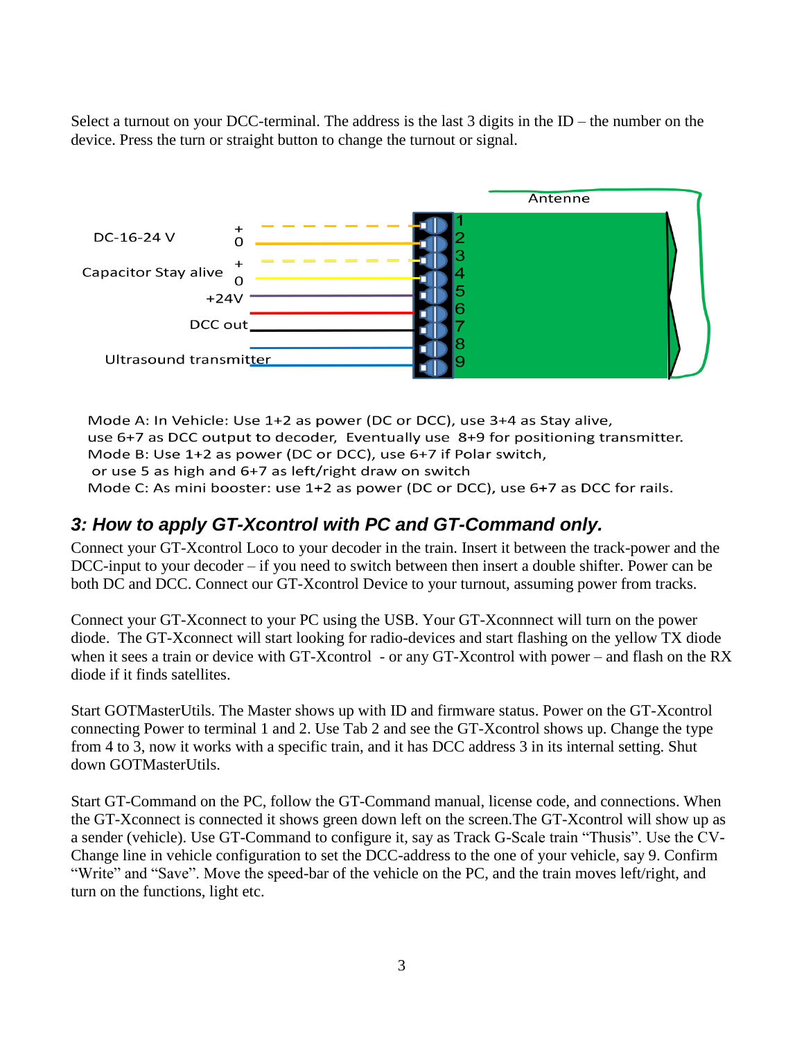Select a turnout on your DCC-terminal. The address is the last 3 digits in the ID – the number on the device. Press the turn or straight button to change the turnout or signal.

Mode A: In Vehicle: Use 1+2 as power (DC or DCC), use 3+4 as Stay alive,
use 6+7 as DCC output to decoder, Eventually use 8+9 for positioning transmitter.
Mode B: Use 1+2 as power (DC or DCC), use 6+7 if Polar switch,
or use 5 as high and 6+7 as left/right draw on switch
Mode C: As mini booster: use 1+2 as power (DC or DCC), use 6+7 as DCC for rails.

## *3: How to apply GT-Xcontrol with PC and GT-Command only.*

Connect your GT-Xcontrol Loco to your decoder in the train. Insert it between the track-power and the DCC-input to your decoder – if you need to switch between then insert a double shifter. Power can be both DC and DCC. Connect our GT-Xcontrol Device to your turnout, assuming power from tracks.

Connect your GT-Xconnect to your PC using the USB. Your GT-Xconnnect will turn on the power diode. The GT-Xconnect will start looking for radio-devices and start flashing on the yellow TX diode when it sees a train or device with GT-Xcontrol - or any GT-Xcontrol with power – and flash on the RX diode if it finds satellites.

Start GOTMasterUtils. The Master shows up with ID and firmware status. Power on the GT-Xcontrol connecting Power to terminal 1 and 2. Use Tab 2 and see the GT-Xcontrol shows up. Change the type from 4 to 3, now it works with a specific train, and it has DCC address 3 in its internal setting. Shut down GOTMasterUtils.

Start GT-Command on the PC, follow the GT-Command manual, license code, and connections. When the GT-Xconnect is connected it shows green down left on the screen.The GT-Xcontrol will show up as a sender (vehicle). Use GT-Command to configure it, say as Track G-Scale train "Thusis". Use the CV-Change line in vehicle configuration to set the DCC-address to the one of your vehicle, say 9. Confirm "Write" and "Save". Move the speed-bar of the vehicle on the PC, and the train moves left/right, and turn on the functions, light etc.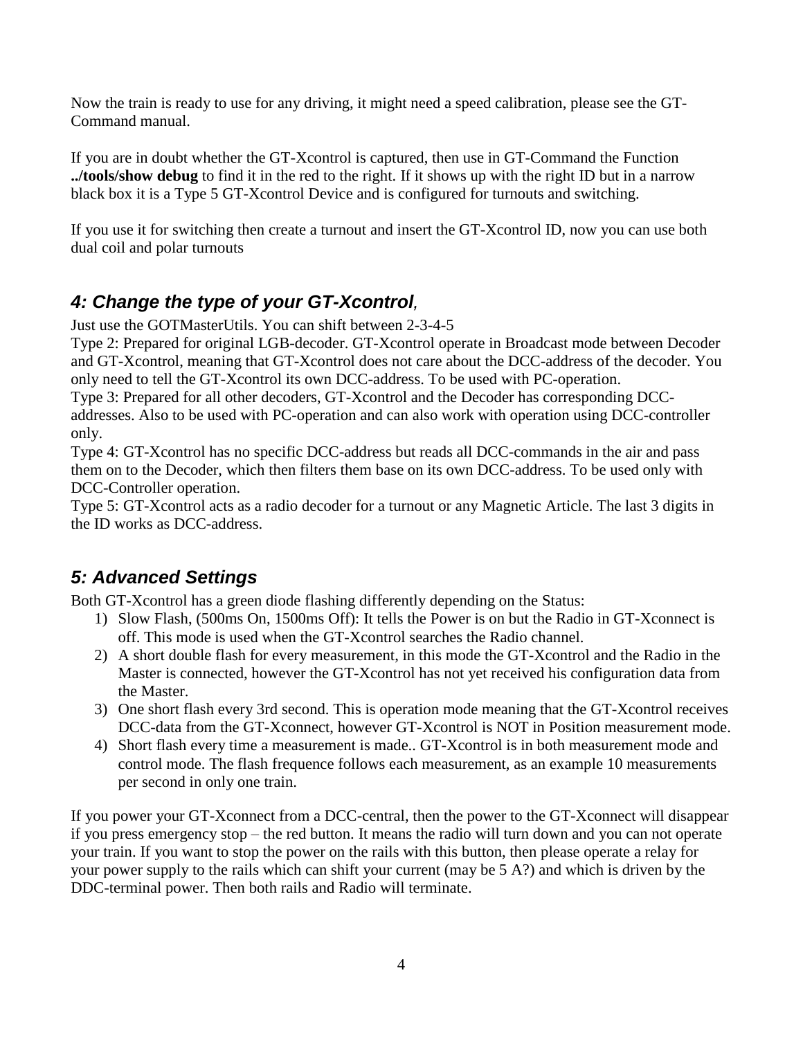Now the train is ready to use for any driving, it might need a speed calibration, please see the GT-Command manual.

If you are in doubt whether the GT-Xcontrol is captured, then use in GT-Command the Function **../tools/show debug** to find it in the red to the right. If it shows up with the right ID but in a narrow black box it is a Type 5 GT-Xcontrol Device and is configured for turnouts and switching.

If you use it for switching then create a turnout and insert the GT-Xcontrol ID, now you can use both dual coil and polar turnouts

## *4: Change the type of your GT-Xcontrol,*

Just use the GOTMasterUtils. You can shift between 2-3-4-5

Type 2: Prepared for original LGB-decoder. GT-Xcontrol operate in Broadcast mode between Decoder and GT-Xcontrol, meaning that GT-Xcontrol does not care about the DCC-address of the decoder. You only need to tell the GT-Xcontrol its own DCC-address. To be used with PC-operation.

Type 3: Prepared for all other decoders, GT-Xcontrol and the Decoder has corresponding DCC-addresses. Also to be used with PC-operation and can also work with operation using DCC-controller only.

Type 4: GT-Xcontrol has no specific DCC-address but reads all DCC-commands in the air and pass them on to the Decoder, which then filters them base on its own DCC-address. To be used only with DCC-Controller operation.

Type 5: GT-Xcontrol acts as a radio decoder for a turnout or any Magnetic Article. The last 3 digits in the ID works as DCC-address.

## *5: Advanced Settings*

Both GT-Xcontrol has a green diode flashing differently depending on the Status:

1) Slow Flash, (500ms On, 1500ms Off): It tells the Power is on but the Radio in GT-Xconnect is off. This mode is used when the GT-Xcontrol searches the Radio channel.
2) A short double flash for every measurement, in this mode the GT-Xcontrol and the Radio in the Master is connected, however the GT-Xcontrol has not yet received his configuration data from the Master.
3) One short flash every 3rd second. This is operation mode meaning that the GT-Xcontrol receives DCC-data from the GT-Xconnect, however GT-Xcontrol is NOT in Position measurement mode.
4) Short flash every time a measurement is made.. GT-Xcontrol is in both measurement mode and control mode. The flash frequence follows each measurement, as an example 10 measurements per second in only one train.

If you power your GT-Xconnect from a DCC-central, then the power to the GT-Xconnect will disappear if you press emergency stop – the red button. It means the radio will turn down and you can not operate your train. If you want to stop the power on the rails with this button, then please operate a relay for your power supply to the rails which can shift your current (may be 5 A?) and which is driven by the DDC-terminal power. Then both rails and Radio will terminate.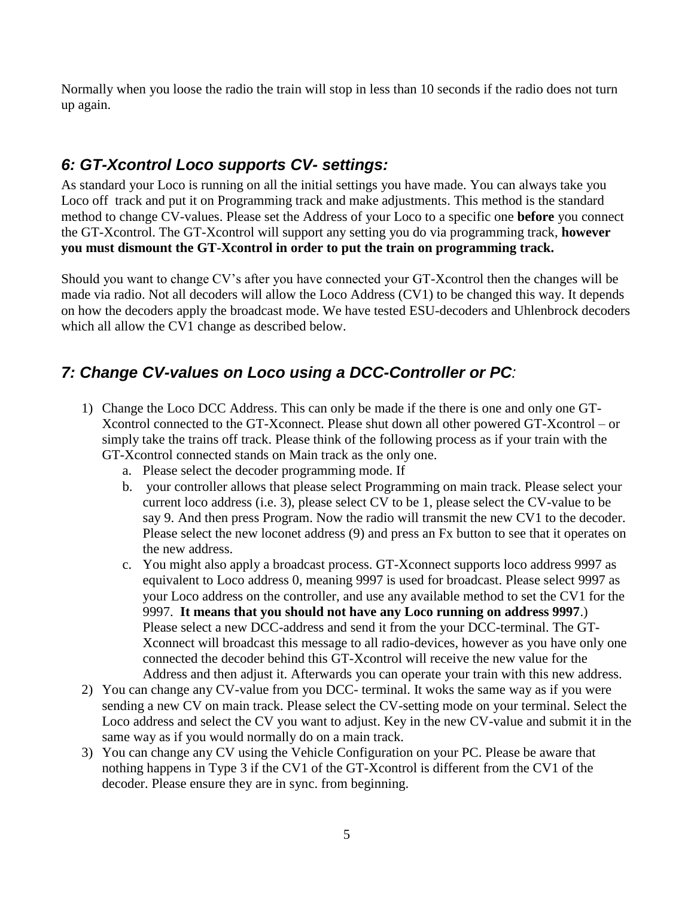Normally when you loose the radio the train will stop in less than 10 seconds if the radio does not turn up again.

## *6: GT-Xcontrol Loco supports CV- settings:*

As standard your Loco is running on all the initial settings you have made. You can always take you Loco off  track and put it on Programming track and make adjustments. This method is the standard method to change CV-values. Please set the Address of your Loco to a specific one **before** you connect the GT-Xcontrol. The GT-Xcontrol will support any setting you do via programming track, **however you must dismount the GT-Xcontrol in order to put the train on programming track.**

Should you want to change CV's after you have connected your GT-Xcontrol then the changes will be made via radio. Not all decoders will allow the Loco Address (CV1) to be changed this way. It depends on how the decoders apply the broadcast mode. We have tested ESU-decoders and Uhlenbrock decoders which all allow the CV1 change as described below.

## *7: Change CV-values on Loco using a DCC-Controller or PC:*

1) Change the Loco DCC Address. This can only be made if the there is one and only one GT-Xcontrol connected to the GT-Xconnect. Please shut down all other powered GT-Xcontrol – or simply take the trains off track. Please think of the following process as if your train with the GT-Xcontrol connected stands on Main track as the only one.
    a. Please select the decoder programming mode. If
    b. your controller allows that please select Programming on main track. Please select your current loco address (i.e. 3), please select CV to be 1, please select the CV-value to be say 9. And then press Program. Now the radio will transmit the new CV1 to the decoder. Please select the new loconet address (9) and press an Fx button to see that it operates on the new address.
    c. You might also apply a broadcast process. GT-Xconnect supports loco address 9997 as equivalent to Loco address 0, meaning 9997 is used for broadcast. Please select 9997 as your Loco address on the controller, and use any available method to set the CV1 for the 9997. **It means that you should not have any Loco running on address 9997**.) Please select a new DCC-address and send it from the your DCC-terminal. The GT-Xconnect will broadcast this message to all radio-devices, however as you have only one connected the decoder behind this GT-Xcontrol will receive the new value for the Address and then adjust it. Afterwards you can operate your train with this new address.
2) You can change any CV-value from you DCC- terminal. It woks the same way as if you were sending a new CV on main track. Please select the CV-setting mode on your terminal. Select the Loco address and select the CV you want to adjust. Key in the new CV-value and submit it in the same way as if you would normally do on a main track.
3) You can change any CV using the Vehicle Configuration on your PC. Please be aware that nothing happens in Type 3 if the CV1 of the GT-Xcontrol is different from the CV1 of the decoder. Please ensure they are in sync. from beginning.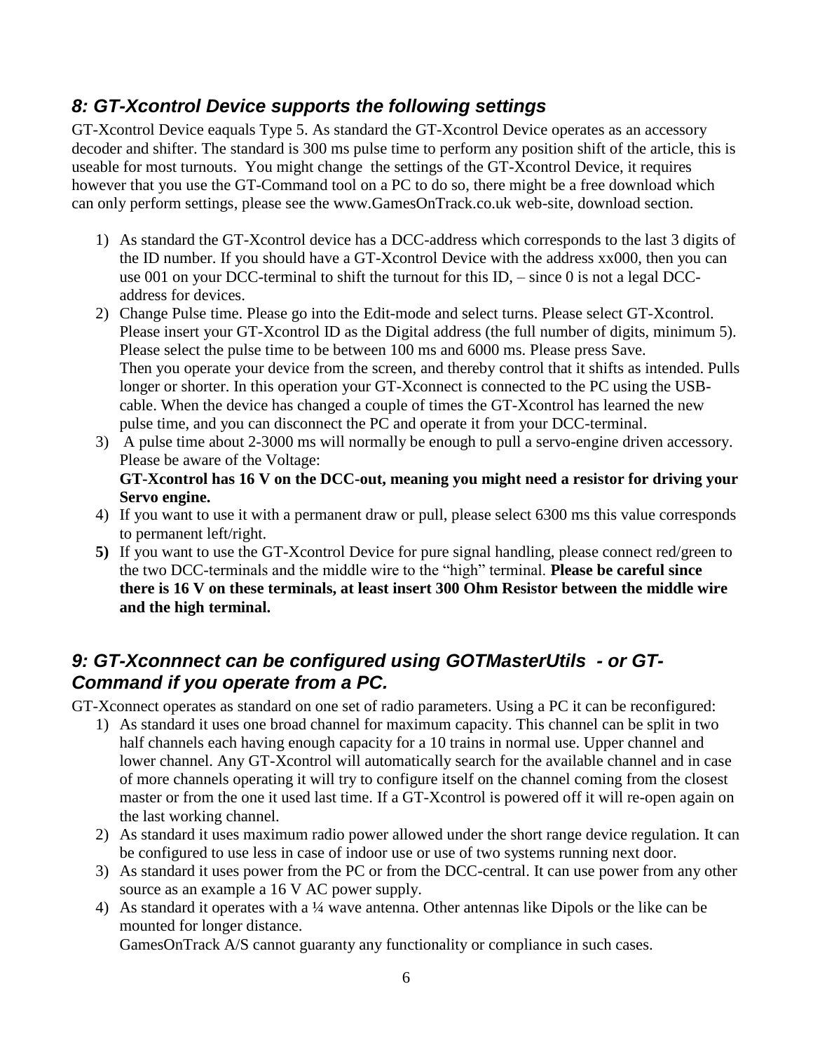## *8: GT-Xcontrol Device supports the following settings*

GT-Xcontrol Device eaquals Type 5. As standard the GT-Xcontrol Device operates as an accessory decoder and shifter. The standard is 300 ms pulse time to perform any position shift of the article, this is useable for most turnouts. You might change the settings of the GT-Xcontrol Device, it requires however that you use the GT-Command tool on a PC to do so, there might be a free download which can only perform settings, please see the www.GamesOnTrack.co.uk web-site, download section.

1) As standard the GT-Xcontrol device has a DCC-address which corresponds to the last 3 digits of the ID number. If you should have a GT-Xcontrol Device with the address xx000, then you can use 001 on your DCC-terminal to shift the turnout for this ID, – since 0 is not a legal DCC-address for devices.
2) Change Pulse time. Please go into the Edit-mode and select turns. Please select GT-Xcontrol. Please insert your GT-Xcontrol ID as the Digital address (the full number of digits, minimum 5). Please select the pulse time to be between 100 ms and 6000 ms. Please press Save.
   Then you operate your device from the screen, and thereby control that it shifts as intended. Pulls longer or shorter. In this operation your GT-Xconnect is connected to the PC using the USB-cable. When the device has changed a couple of times the GT-Xcontrol has learned the new pulse time, and you can disconnect the PC and operate it from your DCC-terminal.
3) A pulse time about 2-3000 ms will normally be enough to pull a servo-engine driven accessory. Please be aware of the Voltage:
   **GT-Xcontrol has 16 V on the DCC-out, meaning you might need a resistor for driving your Servo engine.**
4) If you want to use it with a permanent draw or pull, please select 6300 ms this value corresponds to permanent left/right.
5) If you want to use the GT-Xcontrol Device for pure signal handling, please connect red/green to the two DCC-terminals and the middle wire to the "high" terminal. **Please be careful since there is 16 V on these terminals, at least insert 300 Ohm Resistor between the middle wire and the high terminal.**

## *9: GT-Xconnnect can be configured using GOTMasterUtils - or GT-Command if you operate from a PC.*

GT-Xconnect operates as standard on one set of radio parameters. Using a PC it can be reconfigured:

1) As standard it uses one broad channel for maximum capacity. This channel can be split in two half channels each having enough capacity for a 10 trains in normal use. Upper channel and lower channel. Any GT-Xcontrol will automatically search for the available channel and in case of more channels operating it will try to configure itself on the channel coming from the closest master or from the one it used last time. If a GT-Xcontrol is powered off it will re-open again on the last working channel.
2) As standard it uses maximum radio power allowed under the short range device regulation. It can be configured to use less in case of indoor use or use of two systems running next door.
3) As standard it uses power from the PC or from the DCC-central. It can use power from any other source as an example a 16 V AC power supply.
4) As standard it operates with a ¼ wave antenna. Other antennas like Dipols or the like can be mounted for longer distance.
   GamesOnTrack A/S cannot guaranty any functionality or compliance in such cases.